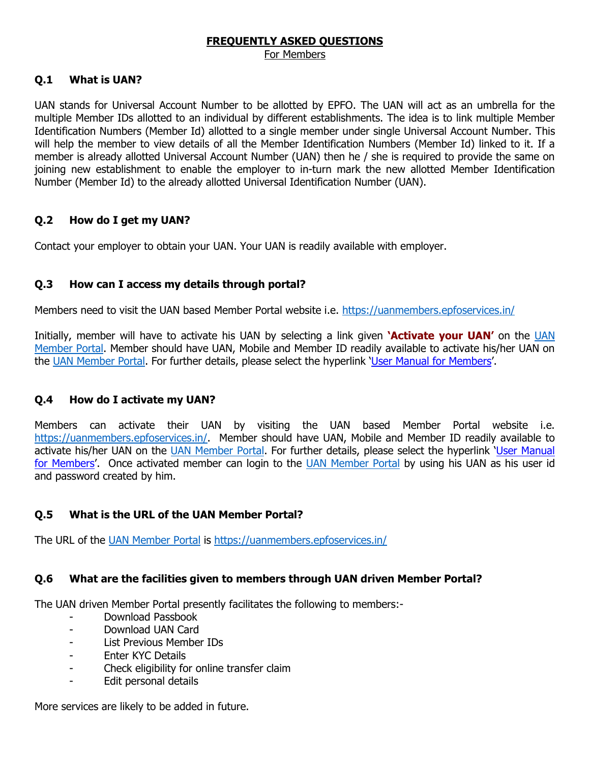# FREQUENTLY ASKED QUESTIONS

For Members

### Q.1 What is UAN?

UAN stands for Universal Account Number to be allotted by EPFO. The UAN will act as an umbrella for the multiple Member IDs allotted to an individual by different establishments. The idea is to link multiple Member Identification Numbers (Member Id) allotted to a single member under single Universal Account Number. This will help the member to view details of all the Member Identification Numbers (Member Id) linked to it. If a member is already allotted Universal Account Number (UAN) then he / she is required to provide the same on joining new establishment to enable the employer to in-turn mark the new allotted Member Identification Number (Member Id) to the already allotted Universal Identification Number (UAN).

### Q.2 How do I get my UAN?

Contact your employer to obtain your UAN. Your UAN is readily available with employer.

### Q.3 How can I access my details through portal?

Members need to visit the UAN based Member Portal website i.e. https://uanmembers.epfoservices.in/

Initially, member will have to activate his UAN by selecting a link given **'Activate your UAN'** on the UAN Member Portal. Member should have UAN, Mobile and Member ID readily available to activate his/her UAN on the UAN Member Portal. For further details, please select the hyperlink 'User Manual for Members'.

### Q.4 How do I activate my UAN?

Members can activate their UAN by visiting the UAN based Member Portal website i.e. https://uanmembers.epfoservices.in/. Member should have UAN, Mobile and Member ID readily available to activate his/her UAN on the UAN Member Portal. For further details, please select the hyperlink 'User Manual for Members'. Once activated member can login to the UAN Member Portal by using his UAN as his user id and password created by him.

### Q.5 What is the URL of the UAN Member Portal?

The URL of the UAN Member Portal is https://uanmembers.epfoservices.in/

### Q.6 What are the facilities given to members through UAN driven Member Portal?

The UAN driven Member Portal presently facilitates the following to members:-

- Download Passbook
- Download UAN Card
- List Previous Member IDs
- Enter KYC Details
- Check eligibility for online transfer claim
- Edit personal details

More services are likely to be added in future.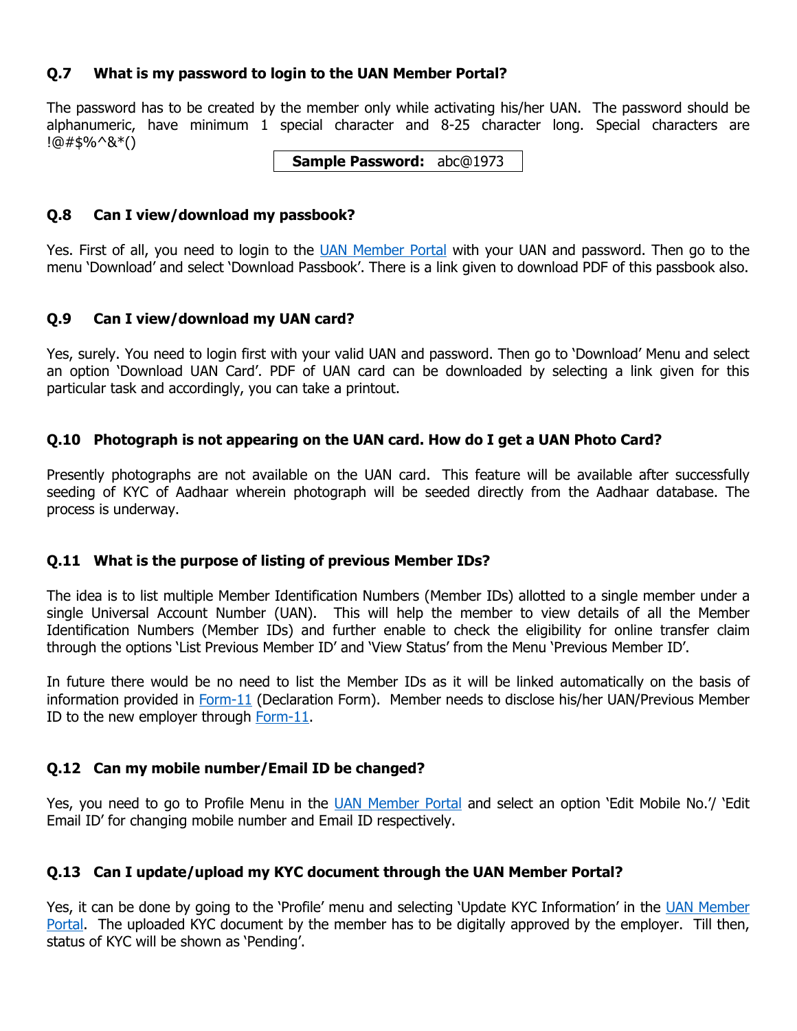### Q.7 What is my password to login to the UAN Member Portal?

The password has to be created by the member only while activating his/her UAN. The password should be alphanumeric, have minimum 1 special character and 8-25 character long. Special characters are !@#$%^&*()

**Sample Password:** abc@1973

### Q.8 Can I view/download my passbook?

Yes. First of all, you need to login to the UAN Member Portal with your UAN and password. Then go to the menu 'Download' and select 'Download Passbook'. There is a link given to download PDF of this passbook also.

### Q.9 Can I view/download my UAN card?

Yes, surely. You need to login first with your valid UAN and password. Then go to 'Download' Menu and select an option 'Download UAN Card'. PDF of UAN card can be downloaded by selecting a link given for this particular task and accordingly, you can take a printout.

### Q.10 Photograph is not appearing on the UAN card. How do I get a UAN Photo Card?

Presently photographs are not available on the UAN card. This feature will be available after successfully seeding of KYC of Aadhaar wherein photograph will be seeded directly from the Aadhaar database. The process is underway.

### Q.11 What is the purpose of listing of previous Member IDs?

The idea is to list multiple Member Identification Numbers (Member IDs) allotted to a single member under a single Universal Account Number (UAN). This will help the member to view details of all the Member Identification Numbers (Member IDs) and further enable to check the eligibility for online transfer claim through the options 'List Previous Member ID' and 'View Status' from the Menu 'Previous Member ID'.

In future there would be no need to list the Member IDs as it will be linked automatically on the basis of information provided in Form-11 (Declaration Form). Member needs to disclose his/her UAN/Previous Member ID to the new employer through Form-11.

### Q.12 Can my mobile number/Email ID be changed?

Yes, you need to go to Profile Menu in the UAN Member Portal and select an option 'Edit Mobile No.'/ 'Edit Email ID' for changing mobile number and Email ID respectively.

### Q.13 Can I update/upload my KYC document through the UAN Member Portal?

Yes, it can be done by going to the 'Profile' menu and selecting 'Update KYC Information' in the UAN Member Portal. The uploaded KYC document by the member has to be digitally approved by the employer. Till then, status of KYC will be shown as 'Pending'.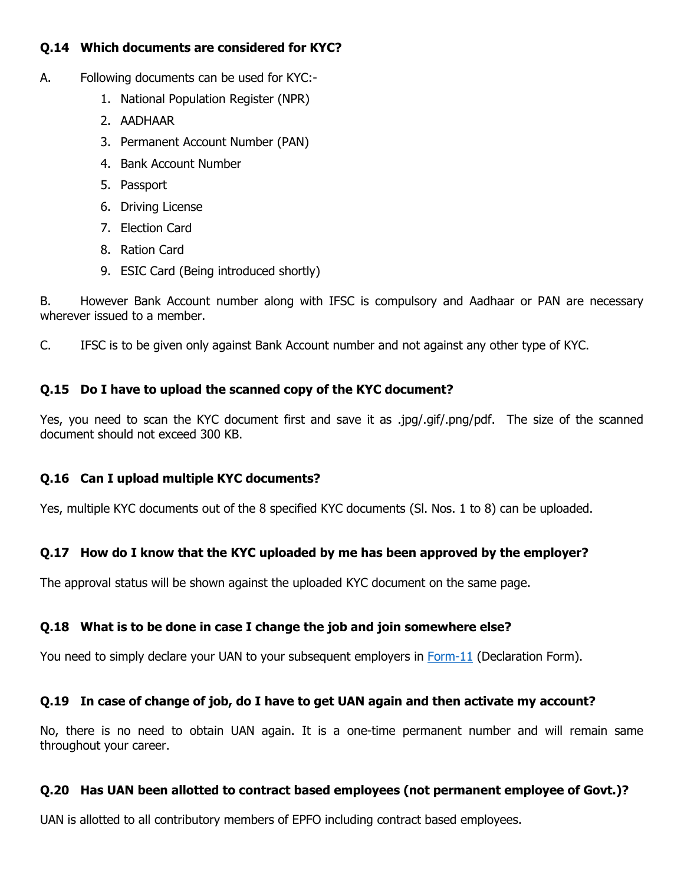**Q.14 Which documents are considered for KYC?**

A. Following documents can be used for KYC:-

1. National Population Register (NPR)
2. AADHAAR
3. Permanent Account Number (PAN)
4. Bank Account Number
5. Passport
6. Driving License
7. Election Card
8. Ration Card
9. ESIC Card (Being introduced shortly)

B. However Bank Account number along with IFSC is compulsory and Aadhaar or PAN are necessary wherever issued to a member.

C. IFSC is to be given only against Bank Account number and not against any other type of KYC.

**Q.15 Do I have to upload the scanned copy of the KYC document?**

Yes, you need to scan the KYC document first and save it as .jpg/.gif/.png/pdf. The size of the scanned document should not exceed 300 KB.

**Q.16 Can I upload multiple KYC documents?**

Yes, multiple KYC documents out of the 8 specified KYC documents (Sl. Nos. 1 to 8) can be uploaded.

**Q.17 How do I know that the KYC uploaded by me has been approved by the employer?**

The approval status will be shown against the uploaded KYC document on the same page.

**Q.18 What is to be done in case I change the job and join somewhere else?**

You need to simply declare your UAN to your subsequent employers in Form-11 (Declaration Form).

**Q.19 In case of change of job, do I have to get UAN again and then activate my account?**

No, there is no need to obtain UAN again. It is a one-time permanent number and will remain same throughout your career.

**Q.20 Has UAN been allotted to contract based employees (not permanent employee of Govt.)?**

UAN is allotted to all contributory members of EPFO including contract based employees.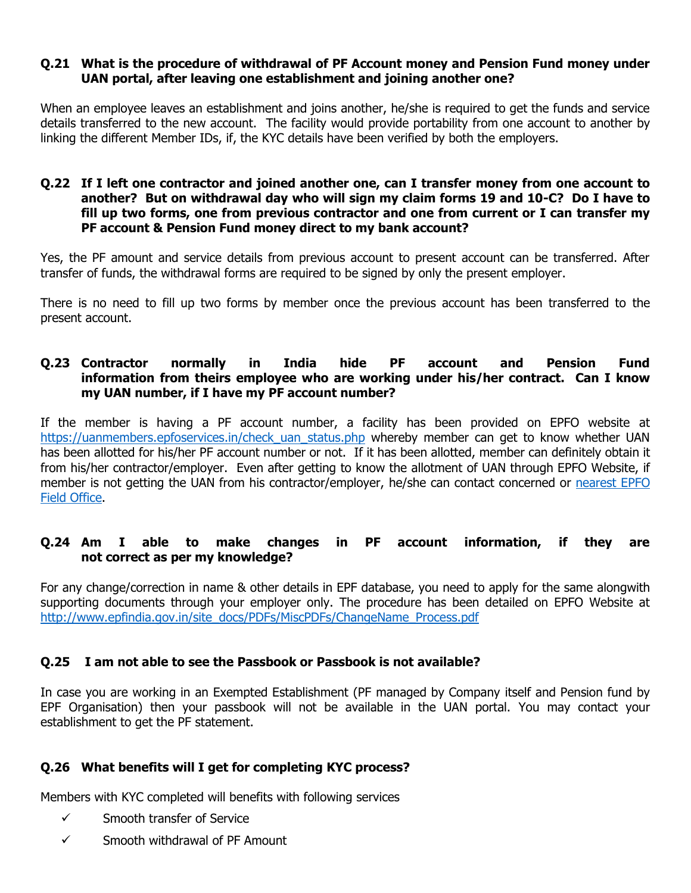**Q.21 What is the procedure of withdrawal of PF Account money and Pension Fund money under UAN portal, after leaving one establishment and joining another one?**

When an employee leaves an establishment and joins another, he/she is required to get the funds and service details transferred to the new account. The facility would provide portability from one account to another by linking the different Member IDs, if, the KYC details have been verified by both the employers.

**Q.22 If I left one contractor and joined another one, can I transfer money from one account to another? But on withdrawal day who will sign my claim forms 19 and 10-C? Do I have to fill up two forms, one from previous contractor and one from current or I can transfer my PF account & Pension Fund money direct to my bank account?**

Yes, the PF amount and service details from previous account to present account can be transferred. After transfer of funds, the withdrawal forms are required to be signed by only the present employer.

There is no need to fill up two forms by member once the previous account has been transferred to the present account.

**Q.23 Contractor normally in India hide PF account and Pension Fund information from theirs employee who are working under his/her contract. Can I know my UAN number, if I have my PF account number?**

If the member is having a PF account number, a facility has been provided on EPFO website at [https://uanmembers.epfoservices.in/check_uan_status.php](https://uanmembers.epfoservices.in/check_uan_status.php) whereby member can get to know whether UAN has been allotted for his/her PF account number or not. If it has been allotted, member can definitely obtain it from his/her contractor/employer. Even after getting to know the allotment of UAN through EPFO Website, if member is not getting the UAN from his contractor/employer, he/she can contact concerned or nearest EPFO Field Office.

**Q.24 Am I able to make changes in PF account information, if they are not correct as per my knowledge?**

For any change/correction in name & other details in EPF database, you need to apply for the same alongwith supporting documents through your employer only. The procedure has been detailed on EPFO Website at [http://www.epfindia.gov.in/site_docs/PDFs/MiscPDFs/ChangeName_Process.pdf](http://www.epfindia.gov.in/site_docs/PDFs/MiscPDFs/ChangeName_Process.pdf)

**Q.25 I am not able to see the Passbook or Passbook is not available?**

In case you are working in an Exempted Establishment (PF managed by Company itself and Pension fund by EPF Organisation) then your passbook will not be available in the UAN portal. You may contact your establishment to get the PF statement.

**Q.26 What benefits will I get for completing KYC process?**

Members with KYC completed will benefits with following services

- ✓ Smooth transfer of Service
- ✓ Smooth withdrawal of PF Amount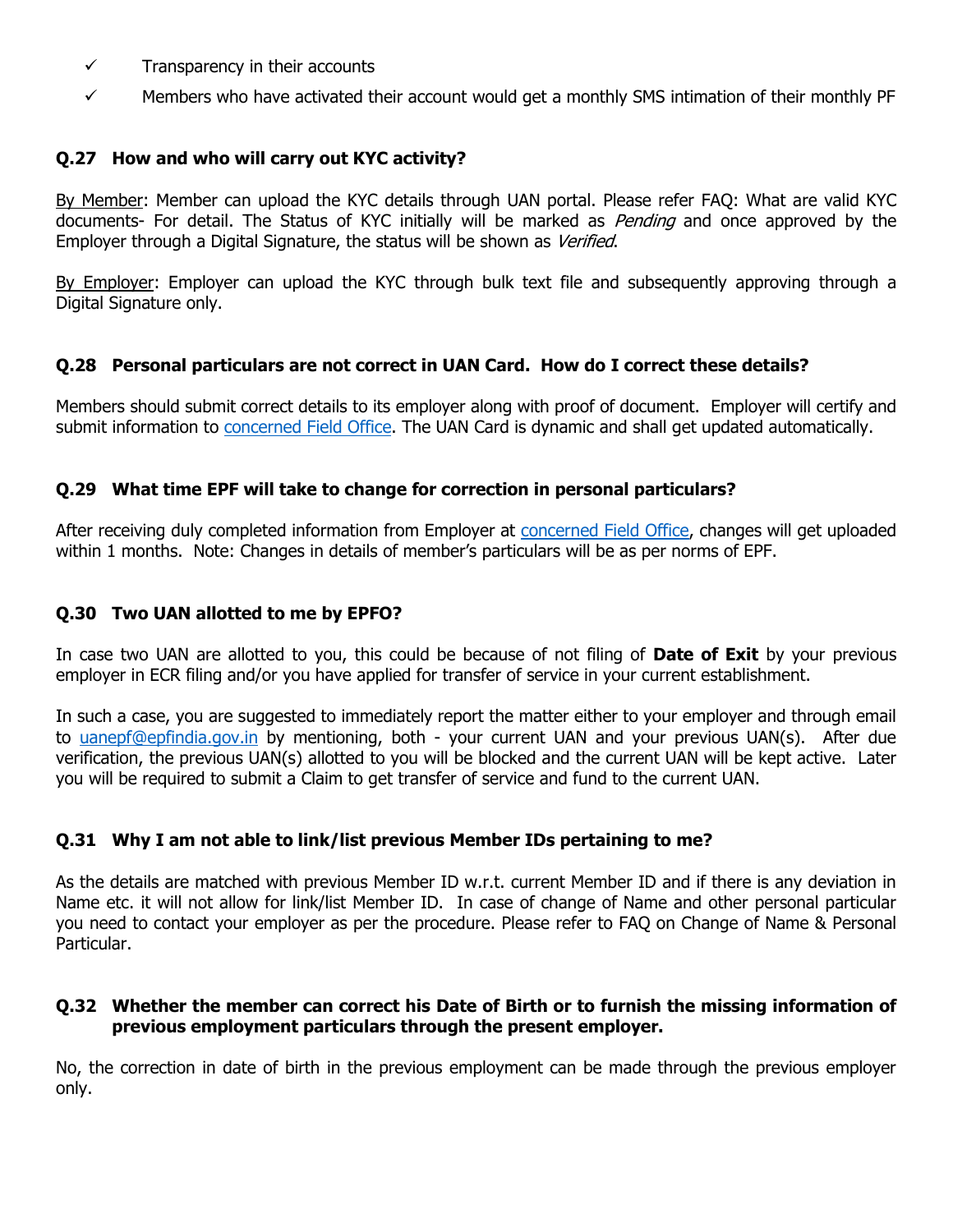- ✓ Transparency in their accounts
- ✓ Members who have activated their account would get a monthly SMS intimation of their monthly PF

### Q.27 How and who will carry out KYC activity?

By Member: Member can upload the KYC details through UAN portal. Please refer FAQ: What are valid KYC documents- For detail. The Status of KYC initially will be marked as *Pending* and once approved by the Employer through a Digital Signature, the status will be shown as *Verified*.

By Employer: Employer can upload the KYC through bulk text file and subsequently approving through a Digital Signature only.

### Q.28 Personal particulars are not correct in UAN Card. How do I correct these details?

Members should submit correct details to its employer along with proof of document. Employer will certify and submit information to concerned Field Office. The UAN Card is dynamic and shall get updated automatically.

### Q.29 What time EPF will take to change for correction in personal particulars?

After receiving duly completed information from Employer at concerned Field Office, changes will get uploaded within 1 months. Note: Changes in details of member's particulars will be as per norms of EPF.

### Q.30 Two UAN allotted to me by EPFO?

In case two UAN are allotted to you, this could be because of not filing of **Date of Exit** by your previous employer in ECR filing and/or you have applied for transfer of service in your current establishment.

In such a case, you are suggested to immediately report the matter either to your employer and through email to uanepf@epfindia.gov.in by mentioning, both - your current UAN and your previous UAN(s). After due verification, the previous UAN(s) allotted to you will be blocked and the current UAN will be kept active. Later you will be required to submit a Claim to get transfer of service and fund to the current UAN.

### Q.31 Why I am not able to link/list previous Member IDs pertaining to me?

As the details are matched with previous Member ID w.r.t. current Member ID and if there is any deviation in Name etc. it will not allow for link/list Member ID. In case of change of Name and other personal particular you need to contact your employer as per the procedure. Please refer to FAQ on Change of Name & Personal Particular.

### Q.32 Whether the member can correct his Date of Birth or to furnish the missing information of previous employment particulars through the present employer.

No, the correction in date of birth in the previous employment can be made through the previous employer only.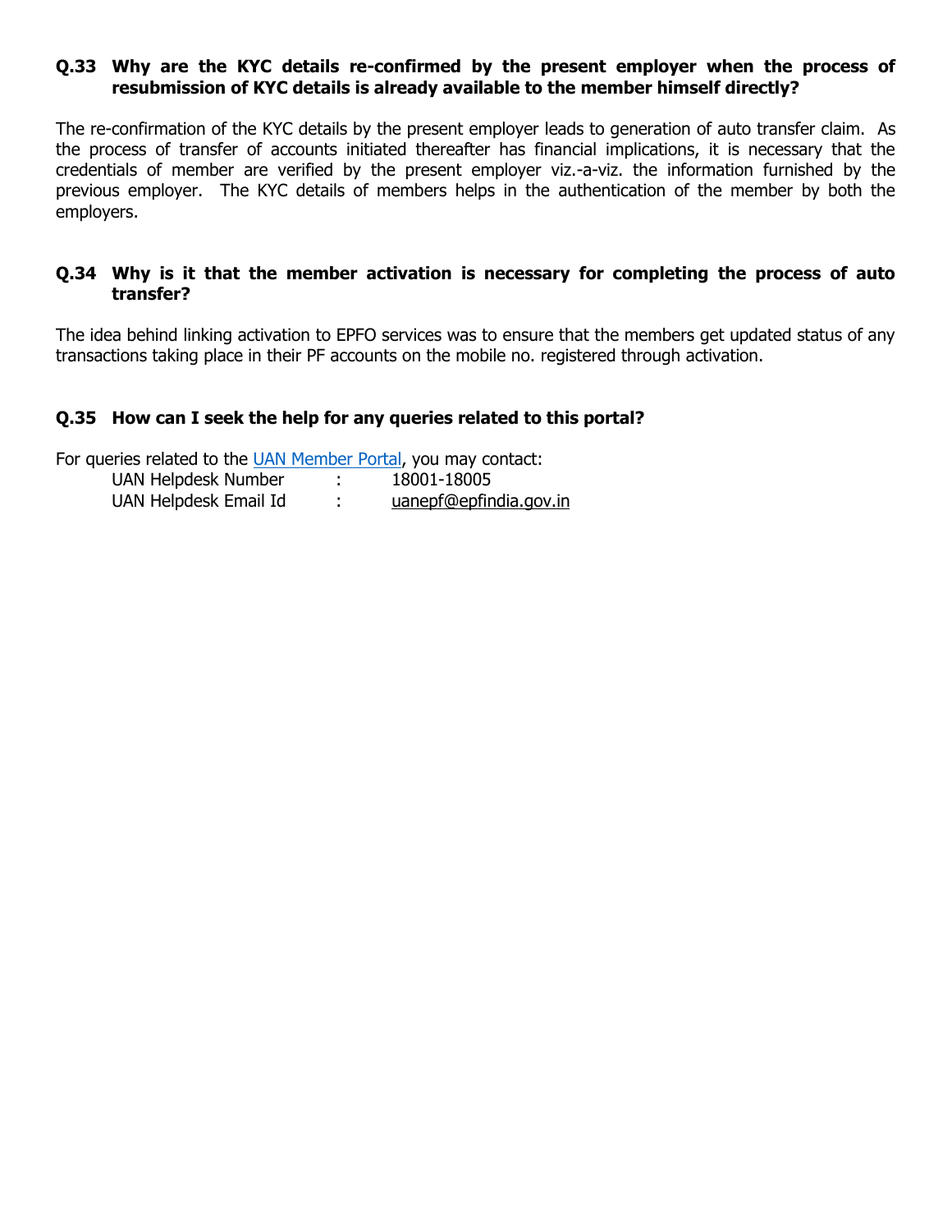### Q.33 Why are the KYC details re-confirmed by the present employer when the process of resubmission of KYC details is already available to the member himself directly?

The re-confirmation of the KYC details by the present employer leads to generation of auto transfer claim. As the process of transfer of accounts initiated thereafter has financial implications, it is necessary that the credentials of member are verified by the present employer viz.-a-viz. the information furnished by the previous employer. The KYC details of members helps in the authentication of the member by both the employers.

### Q.34 Why is it that the member activation is necessary for completing the process of auto transfer?

The idea behind linking activation to EPFO services was to ensure that the members get updated status of any transactions taking place in their PF accounts on the mobile no. registered through activation.

### Q.35 How can I seek the help for any queries related to this portal?

For queries related to the UAN Member Portal, you may contact:

| | | |
|---|---|---|
| UAN Helpdesk Number | : | 18001-18005 |
| UAN Helpdesk Email Id | : | uanepf@epfindia.gov.in |